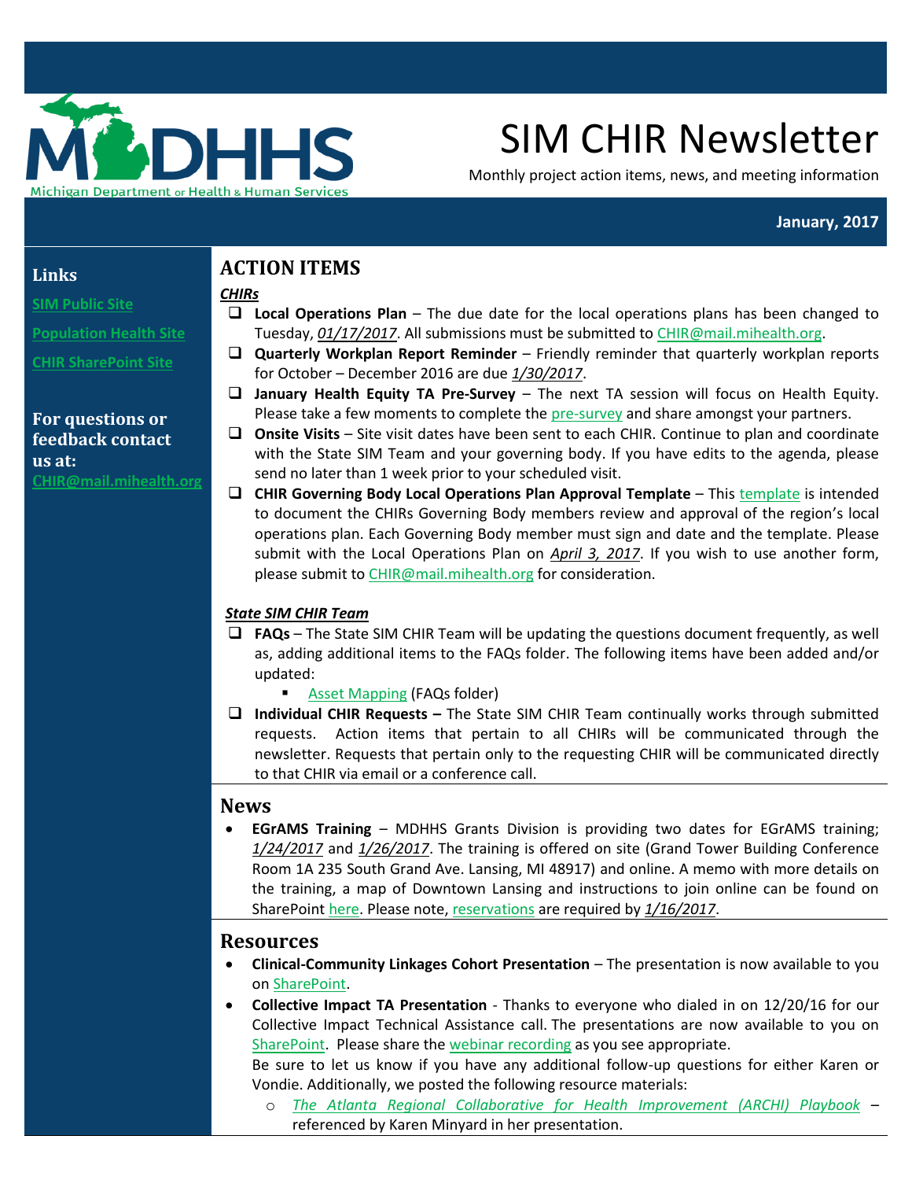# SIM CHIR Newsletter

Monthly project action items, news, and meeting information

**January, 2017**

## Links

**SIM Public Site**

**Population Health Site**

**CHIR SharePoint Site**

**For questions or feedback contact us at:**
**CHIR@mail.mihealth.org**

## ACTION ITEMS

***CHIRs***

- **Local Operations Plan** – The due date for the local operations plans has been changed to Tuesday, ***01/17/2017***. All submissions must be submitted to CHIR@mail.mihealth.org.
- **Quarterly Workplan Report Reminder** – Friendly reminder that quarterly workplan reports for October – December 2016 are due ***1/30/2017***.
- **January Health Equity TA Pre-Survey** – The next TA session will focus on Health Equity. Please take a few moments to complete the pre-survey and share amongst your partners.
- **Onsite Visits** – Site visit dates have been sent to each CHIR. Continue to plan and coordinate with the State SIM Team and your governing body. If you have edits to the agenda, please send no later than 1 week prior to your scheduled visit.
- **CHIR Governing Body Local Operations Plan Approval Template** – This template is intended to document the CHIRs Governing Body members review and approval of the region's local operations plan. Each Governing Body member must sign and date and the template. Please submit with the Local Operations Plan on ***April 3, 2017***. If you wish to use another form, please submit to CHIR@mail.mihealth.org for consideration.

***State SIM CHIR Team***

- **FAQs** – The State SIM CHIR Team will be updating the questions document frequently, as well as, adding additional items to the FAQs folder. The following items have been added and/or updated:
  - Asset Mapping (FAQs folder)
- **Individual CHIR Requests –** The State SIM CHIR Team continually works through submitted requests. Action items that pertain to all CHIRs will be communicated through the newsletter. Requests that pertain only to the requesting CHIR will be communicated directly to that CHIR via email or a conference call.

## News

- **EGrAMS Training** – MDHHS Grants Division is providing two dates for EGrAMS training; ***1/24/2017*** and ***1/26/2017***. The training is offered on site (Grand Tower Building Conference Room 1A 235 South Grand Ave. Lansing, MI 48917) and online. A memo with more details on the training, a map of Downtown Lansing and instructions to join online can be found on SharePoint here. Please note, reservations are required by ***1/16/2017***.

## Resources

- **Clinical-Community Linkages Cohort Presentation** – The presentation is now available to you on SharePoint.
- **Collective Impact TA Presentation** - Thanks to everyone who dialed in on 12/20/16 for our Collective Impact Technical Assistance call. The presentations are now available to you on SharePoint. Please share the webinar recording as you see appropriate.
  Be sure to let us know if you have any additional follow-up questions for either Karen or Vondie. Additionally, we posted the following resource materials:
  - *The Atlanta Regional Collaborative for Health Improvement (ARCHI) Playbook* – referenced by Karen Minyard in her presentation.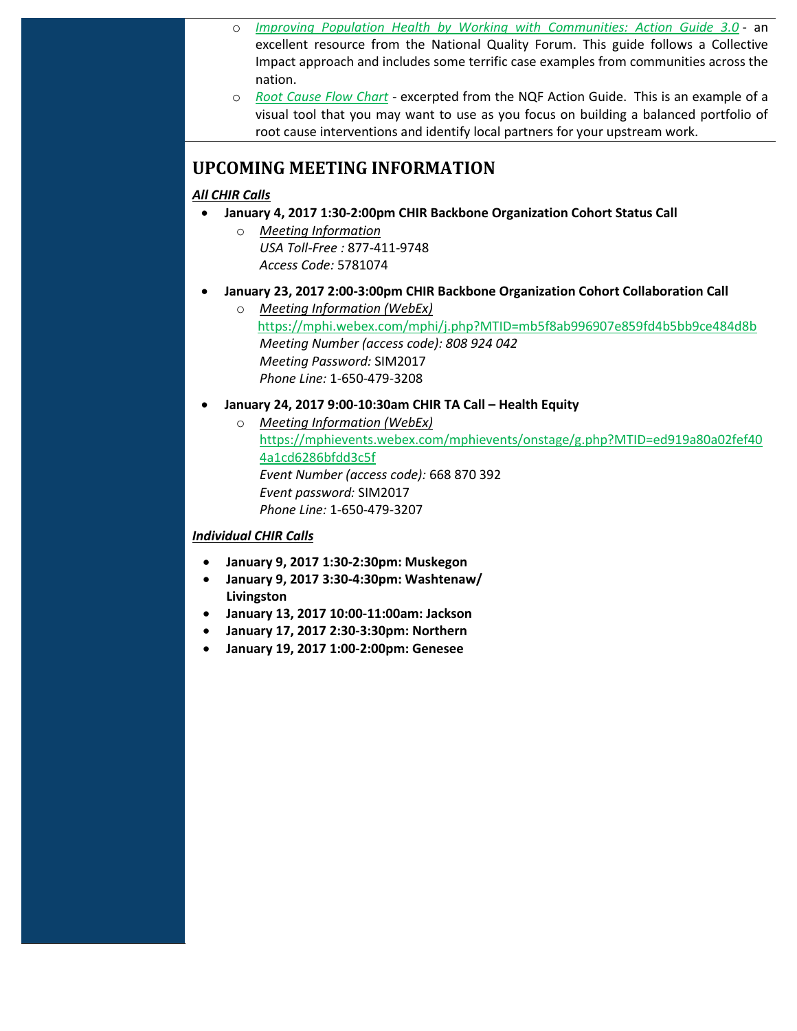- *Improving Population Health by Working with Communities: Action Guide 3.0* - an excellent resource from the National Quality Forum. This guide follows a Collective Impact approach and includes some terrific case examples from communities across the nation.
- *Root Cause Flow Chart* - excerpted from the NQF Action Guide. This is an example of a visual tool that you may want to use as you focus on building a balanced portfolio of root cause interventions and identify local partners for your upstream work.

## UPCOMING MEETING INFORMATION

***All CHIR Calls***

- **January 4, 2017 1:30-2:00pm CHIR Backbone Organization Cohort Status Call**
  - *Meeting Information*
    *USA Toll-Free :* 877-411-9748
    *Access Code:* 5781074
- **January 23, 2017 2:00-3:00pm CHIR Backbone Organization Cohort Collaboration Call**
  - *Meeting Information (WebEx)*
    https://mphi.webex.com/mphi/j.php?MTID=mb5f8ab996907e859fd4b5bb9ce484d8b
    *Meeting Number (access code): 808 924 042*
    *Meeting Password:* SIM2017
    *Phone Line:* 1-650-479-3208
- **January 24, 2017 9:00-10:30am CHIR TA Call – Health Equity**
  - *Meeting Information (WebEx)*
    https://mphievents.webex.com/mphievents/onstage/g.php?MTID=ed919a80a02fef404a1cd6286bfdd3c5f
    *Event Number (access code):* 668 870 392
    *Event password:* SIM2017
    *Phone Line:* 1-650-479-3207

***Individual CHIR Calls***

- **January 9, 2017 1:30-2:30pm: Muskegon**
- **January 9, 2017 3:30-4:30pm: Washtenaw/ Livingston**
- **January 13, 2017 10:00-11:00am: Jackson**
- **January 17, 2017 2:30-3:30pm: Northern**
- **January 19, 2017 1:00-2:00pm: Genesee**